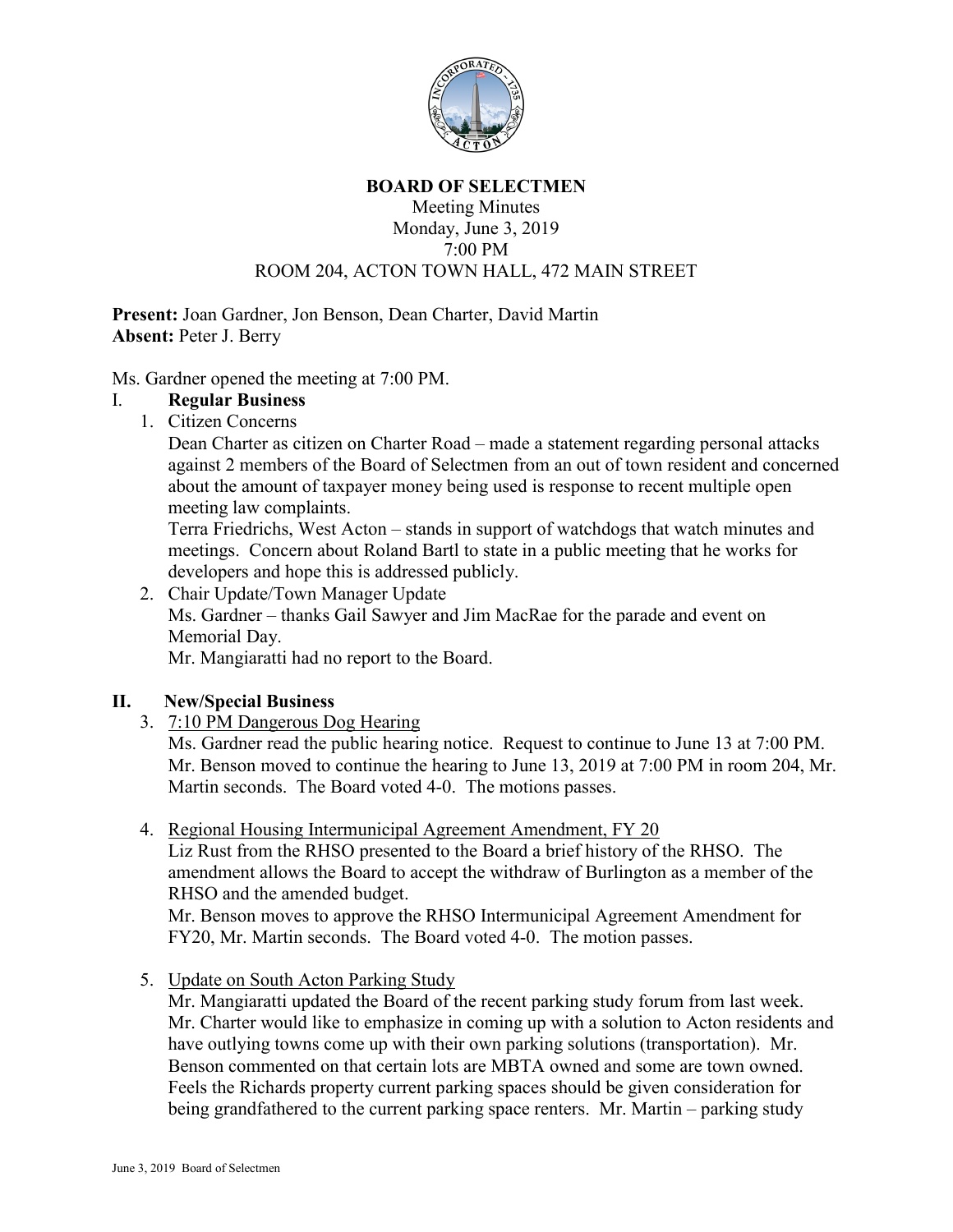# BOARD OF SELECTMEN

Meeting Minutes
Monday, June 3, 2019
7:00 PM
ROOM 204, ACTON TOWN HALL, 472 MAIN STREET

**Present:** Joan Gardner, Jon Benson, Dean Charter, David Martin
**Absent:** Peter J. Berry

Ms. Gardner opened the meeting at 7:00 PM.

## I. Regular Business

1. Citizen Concerns
   Dean Charter as citizen on Charter Road – made a statement regarding personal attacks against 2 members of the Board of Selectmen from an out of town resident and concerned about the amount of taxpayer money being used is response to recent multiple open meeting law complaints.
   Terra Friedrichs, West Acton – stands in support of watchdogs that watch minutes and meetings. Concern about Roland Bartl to state in a public meeting that he works for developers and hope this is addressed publicly.

2. Chair Update/Town Manager Update
   Ms. Gardner – thanks Gail Sawyer and Jim MacRae for the parade and event on Memorial Day.
   Mr. Mangiaratti had no report to the Board.

## II. New/Special Business

3. <u>7:10 PM Dangerous Dog Hearing</u>
   Ms. Gardner read the public hearing notice. Request to continue to June 13 at 7:00 PM. Mr. Benson moved to continue the hearing to June 13, 2019 at 7:00 PM in room 204, Mr. Martin seconds. The Board voted 4-0. The motions passes.

4. <u>Regional Housing Intermunicipal Agreement Amendment, FY 20</u>
   Liz Rust from the RHSO presented to the Board a brief history of the RHSO. The amendment allows the Board to accept the withdraw of Burlington as a member of the RHSO and the amended budget.
   Mr. Benson moves to approve the RHSO Intermunicipal Agreement Amendment for FY20, Mr. Martin seconds. The Board voted 4-0. The motion passes.

5. <u>Update on South Acton Parking Study</u>
   Mr. Mangiaratti updated the Board of the recent parking study forum from last week. Mr. Charter would like to emphasize in coming up with a solution to Acton residents and have outlying towns come up with their own parking solutions (transportation). Mr. Benson commented on that certain lots are MBTA owned and some are town owned. Feels the Richards property current parking spaces should be given consideration for being grandfathered to the current parking space renters. Mr. Martin – parking study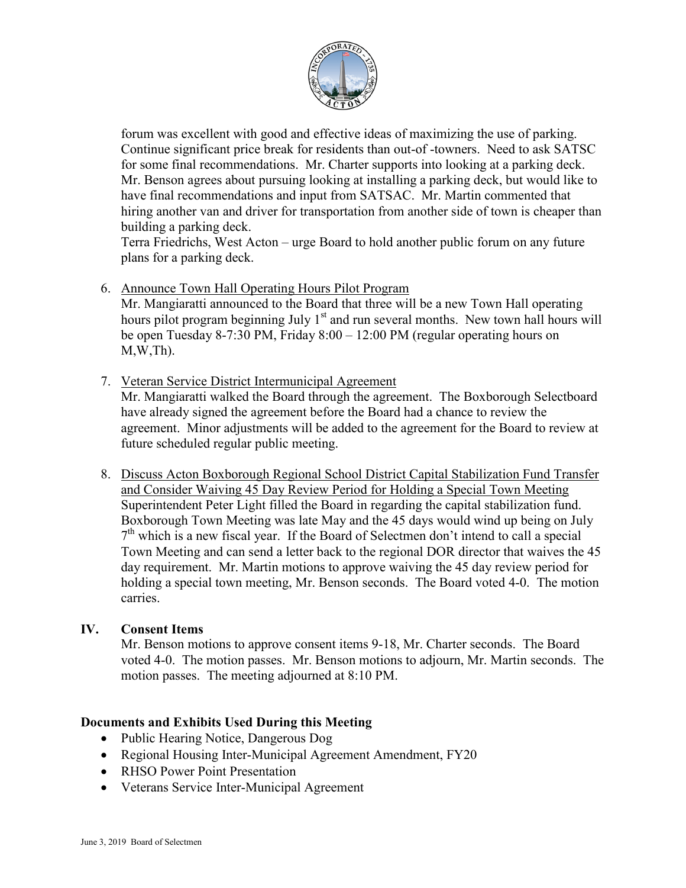forum was excellent with good and effective ideas of maximizing the use of parking. Continue significant price break for residents than out-of -towners. Need to ask SATSC for some final recommendations. Mr. Charter supports into looking at a parking deck. Mr. Benson agrees about pursuing looking at installing a parking deck, but would like to have final recommendations and input from SATSAC. Mr. Martin commented that hiring another van and driver for transportation from another side of town is cheaper than building a parking deck.

Terra Friedrichs, West Acton – urge Board to hold another public forum on any future plans for a parking deck.

6. Announce Town Hall Operating Hours Pilot Program
   Mr. Mangiaratti announced to the Board that three will be a new Town Hall operating hours pilot program beginning July 1st and run several months. New town hall hours will be open Tuesday 8-7:30 PM, Friday 8:00 – 12:00 PM (regular operating hours on M,W,Th).

7. Veteran Service District Intermunicipal Agreement
   Mr. Mangiaratti walked the Board through the agreement. The Boxborough Selectboard have already signed the agreement before the Board had a chance to review the agreement. Minor adjustments will be added to the agreement for the Board to review at future scheduled regular public meeting.

8. Discuss Acton Boxborough Regional School District Capital Stabilization Fund Transfer and Consider Waiving 45 Day Review Period for Holding a Special Town Meeting
   Superintendent Peter Light filled the Board in regarding the capital stabilization fund. Boxborough Town Meeting was late May and the 45 days would wind up being on July 7th which is a new fiscal year. If the Board of Selectmen don't intend to call a special Town Meeting and can send a letter back to the regional DOR director that waives the 45 day requirement. Mr. Martin motions to approve waiving the 45 day review period for holding a special town meeting, Mr. Benson seconds. The Board voted 4-0. The motion carries.

## IV. Consent Items

Mr. Benson motions to approve consent items 9-18, Mr. Charter seconds. The Board voted 4-0. The motion passes. Mr. Benson motions to adjourn, Mr. Martin seconds. The motion passes. The meeting adjourned at 8:10 PM.

### Documents and Exhibits Used During this Meeting

- Public Hearing Notice, Dangerous Dog
- Regional Housing Inter-Municipal Agreement Amendment, FY20
- RHSO Power Point Presentation
- Veterans Service Inter-Municipal Agreement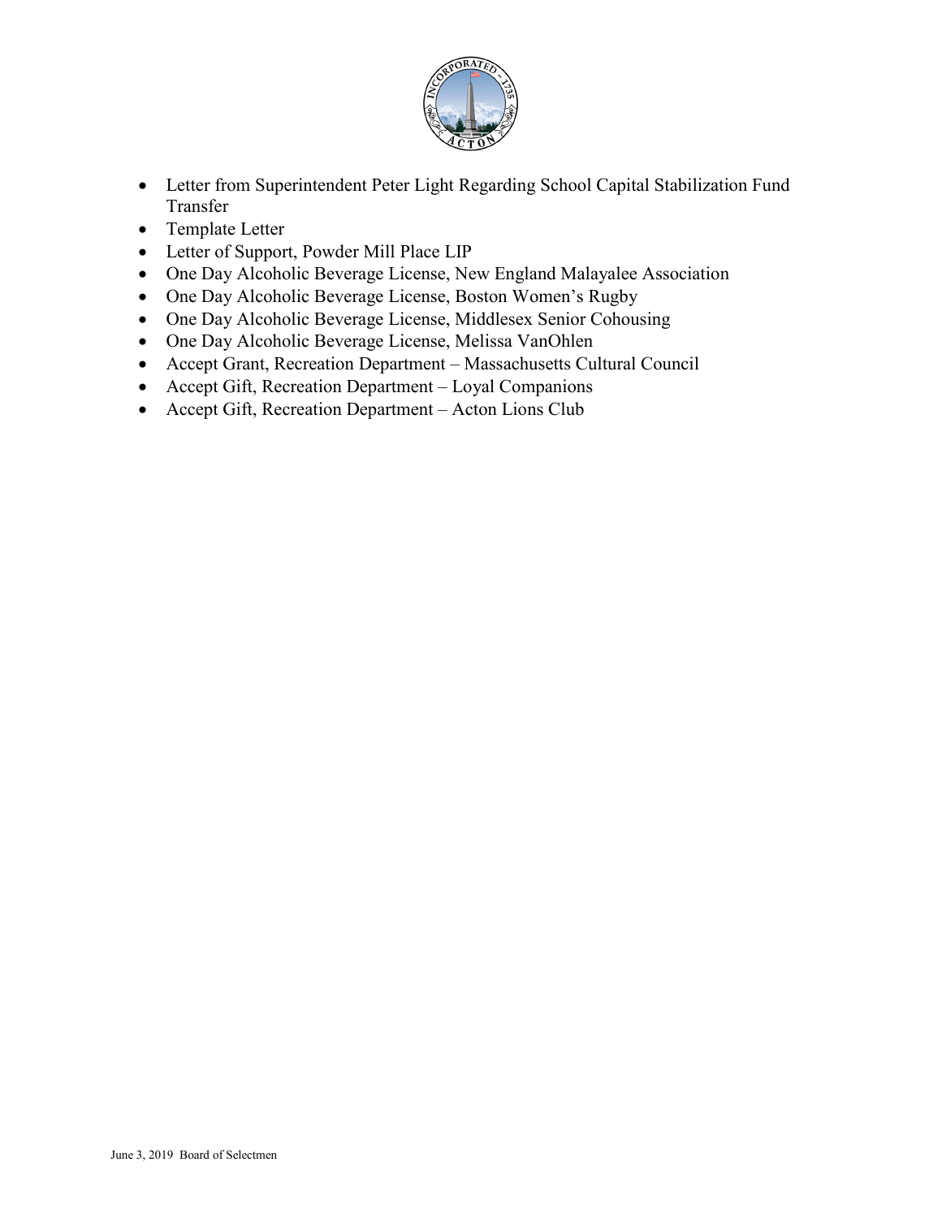- Letter from Superintendent Peter Light Regarding School Capital Stabilization Fund Transfer
- Template Letter
- Letter of Support, Powder Mill Place LIP
- One Day Alcoholic Beverage License, New England Malayalee Association
- One Day Alcoholic Beverage License, Boston Women's Rugby
- One Day Alcoholic Beverage License, Middlesex Senior Cohousing
- One Day Alcoholic Beverage License, Melissa VanOhlen
- Accept Grant, Recreation Department – Massachusetts Cultural Council
- Accept Gift, Recreation Department – Loyal Companions
- Accept Gift, Recreation Department – Acton Lions Club